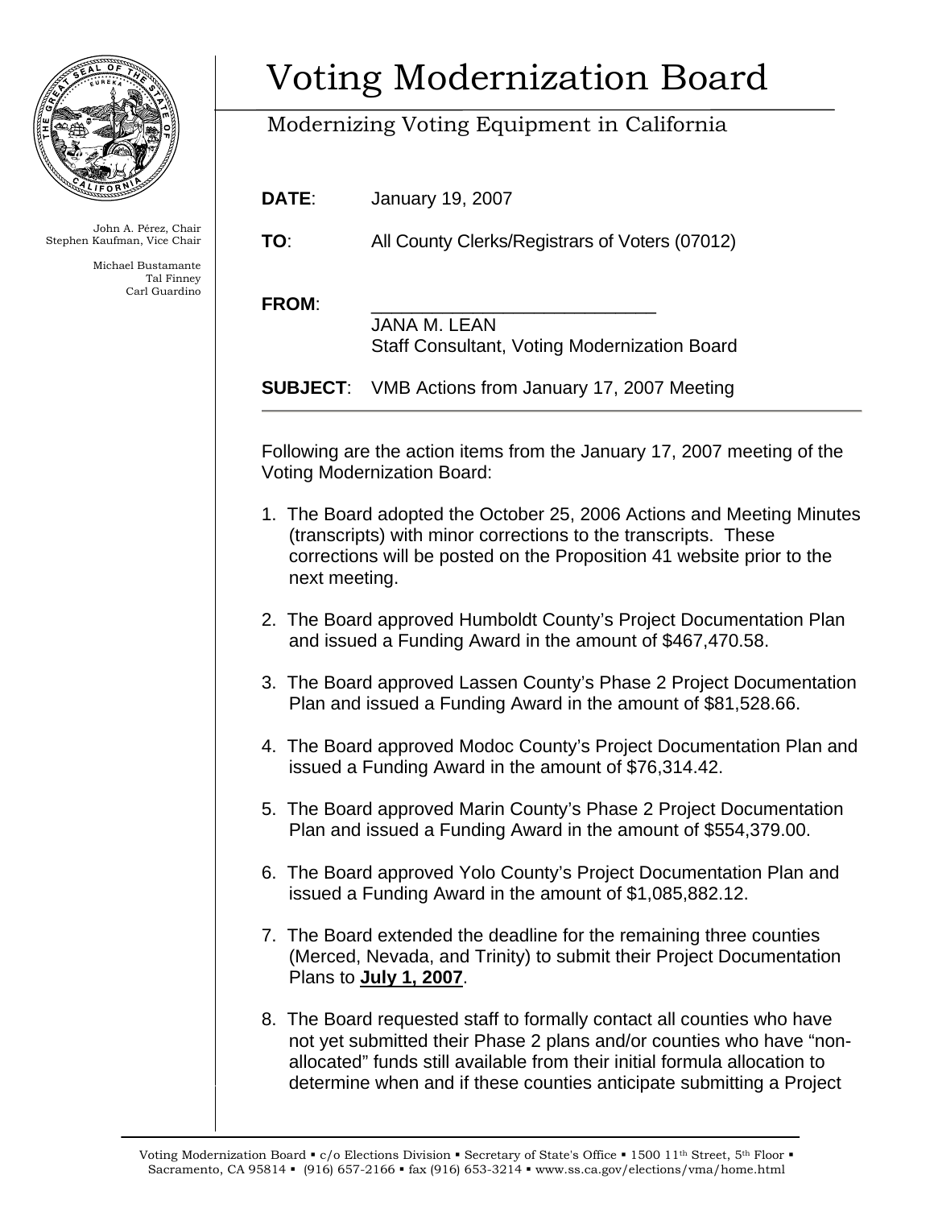# Voting Modernization Board

Modernizing Voting Equipment in California

John A. Pérez, Chair
Stephen Kaufman, Vice Chair

Michael Bustamante
Tal Finney
Carl Guardino

**DATE**: January 19, 2007

**TO**: All County Clerks/Registrars of Voters (07012)

**FROM**: ____________________________
JANA M. LEAN
Staff Consultant, Voting Modernization Board

**SUBJECT**: VMB Actions from January 17, 2007 Meeting

---

Following are the action items from the January 17, 2007 meeting of the Voting Modernization Board:

1. The Board adopted the October 25, 2006 Actions and Meeting Minutes (transcripts) with minor corrections to the transcripts. These corrections will be posted on the Proposition 41 website prior to the next meeting.

2. The Board approved Humboldt County's Project Documentation Plan and issued a Funding Award in the amount of $467,470.58.

3. The Board approved Lassen County's Phase 2 Project Documentation Plan and issued a Funding Award in the amount of $81,528.66.

4. The Board approved Modoc County's Project Documentation Plan and issued a Funding Award in the amount of $76,314.42.

5. The Board approved Marin County's Phase 2 Project Documentation Plan and issued a Funding Award in the amount of $554,379.00.

6. The Board approved Yolo County's Project Documentation Plan and issued a Funding Award in the amount of $1,085,882.12.

7. The Board extended the deadline for the remaining three counties (Merced, Nevada, and Trinity) to submit their Project Documentation Plans to **July 1, 2007**.

8. The Board requested staff to formally contact all counties who have not yet submitted their Phase 2 plans and/or counties who have "non-allocated" funds still available from their initial formula allocation to determine when and if these counties anticipate submitting a Project

Voting Modernization Board ▪ c/o Elections Division ▪ Secretary of State's Office ▪ 1500 11th Street, 5th Floor ▪ Sacramento, CA 95814 ▪ (916) 657-2166 ▪ fax (916) 653-3214 ▪ www.ss.ca.gov/elections/vma/home.html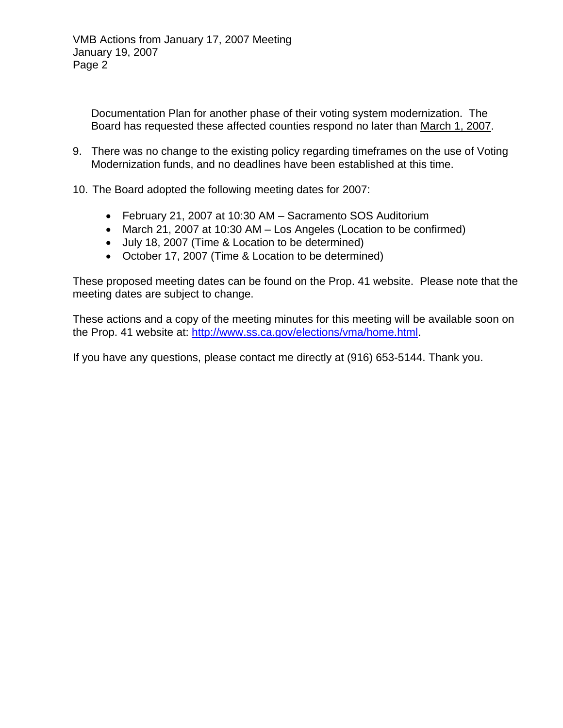Documentation Plan for another phase of their voting system modernization. The Board has requested these affected counties respond no later than March 1, 2007.

9. There was no change to the existing policy regarding timeframes on the use of Voting Modernization funds, and no deadlines have been established at this time.

10. The Board adopted the following meeting dates for 2007:

    - February 21, 2007 at 10:30 AM – Sacramento SOS Auditorium
    - March 21, 2007 at 10:30 AM – Los Angeles (Location to be confirmed)
    - July 18, 2007 (Time & Location to be determined)
    - October 17, 2007 (Time & Location to be determined)

These proposed meeting dates can be found on the Prop. 41 website. Please note that the meeting dates are subject to change.

These actions and a copy of the meeting minutes for this meeting will be available soon on the Prop. 41 website at: [http://www.ss.ca.gov/elections/vma/home.html](http://www.ss.ca.gov/elections/vma/home.html).

If you have any questions, please contact me directly at (916) 653-5144. Thank you.